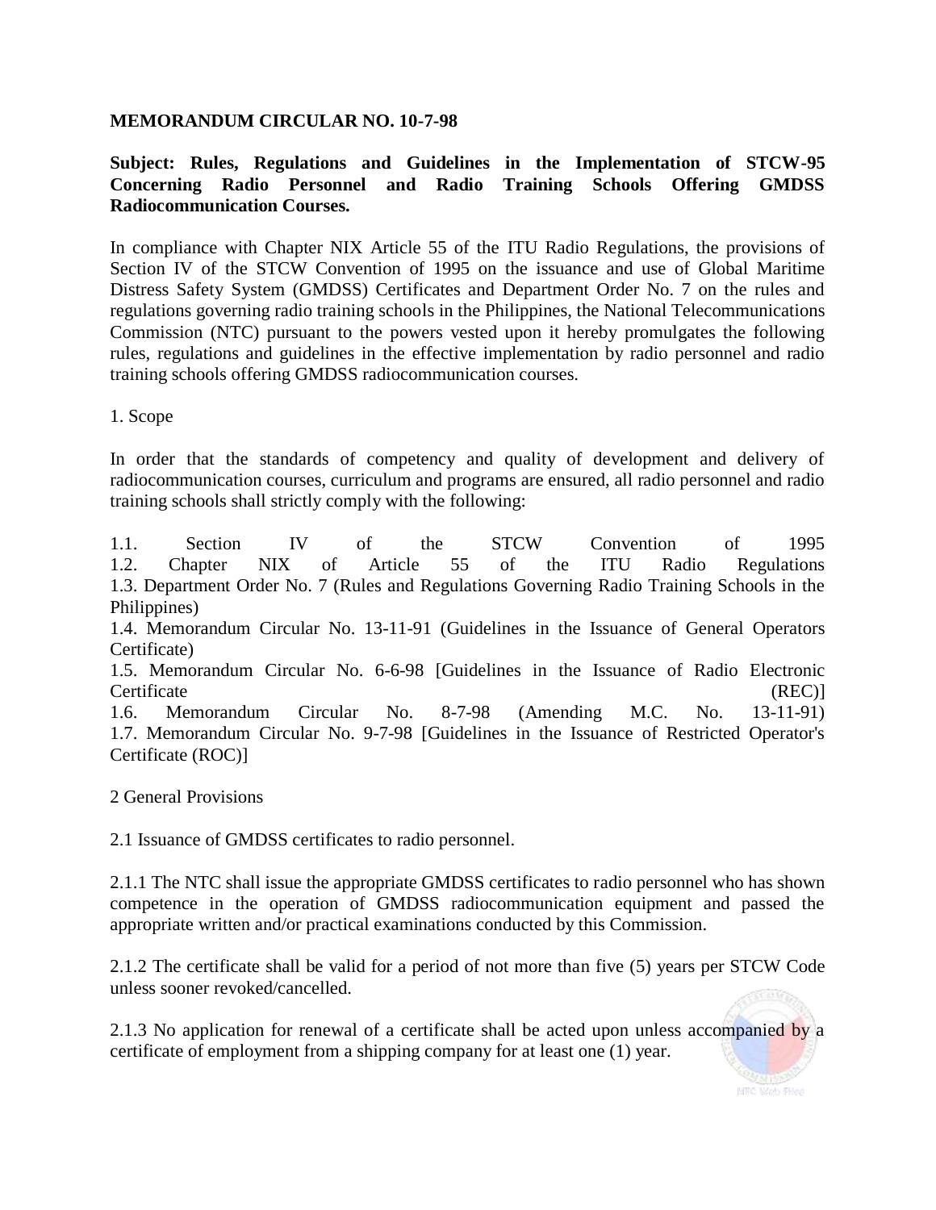**MEMORANDUM CIRCULAR NO. 10-7-98**

**Subject: Rules, Regulations and Guidelines in the Implementation of STCW-95 Concerning Radio Personnel and Radio Training Schools Offering GMDSS Radiocommunication Courses.**

In compliance with Chapter NIX Article 55 of the ITU Radio Regulations, the provisions of Section IV of the STCW Convention of 1995 on the issuance and use of Global Maritime Distress Safety System (GMDSS) Certificates and Department Order No. 7 on the rules and regulations governing radio training schools in the Philippines, the National Telecommunications Commission (NTC) pursuant to the powers vested upon it hereby promulgates the following rules, regulations and guidelines in the effective implementation by radio personnel and radio training schools offering GMDSS radiocommunication courses.

1. Scope

In order that the standards of competency and quality of development and delivery of radiocommunication courses, curriculum and programs are ensured, all radio personnel and radio training schools shall strictly comply with the following:

1.1. Section IV of the STCW Convention of 1995
1.2. Chapter NIX of Article 55 of the ITU Radio Regulations
1.3. Department Order No. 7 (Rules and Regulations Governing Radio Training Schools in the Philippines)
1.4. Memorandum Circular No. 13-11-91 (Guidelines in the Issuance of General Operators Certificate)
1.5. Memorandum Circular No. 6-6-98 [Guidelines in the Issuance of Radio Electronic Certificate (REC)]
1.6. Memorandum Circular No. 8-7-98 (Amending M.C. No. 13-11-91)
1.7. Memorandum Circular No. 9-7-98 [Guidelines in the Issuance of Restricted Operator's Certificate (ROC)]

2 General Provisions

2.1 Issuance of GMDSS certificates to radio personnel.

2.1.1 The NTC shall issue the appropriate GMDSS certificates to radio personnel who has shown competence in the operation of GMDSS radiocommunication equipment and passed the appropriate written and/or practical examinations conducted by this Commission.

2.1.2 The certificate shall be valid for a period of not more than five (5) years per STCW Code unless sooner revoked/cancelled.

2.1.3 No application for renewal of a certificate shall be acted upon unless accompanied by a certificate of employment from a shipping company for at least one (1) year.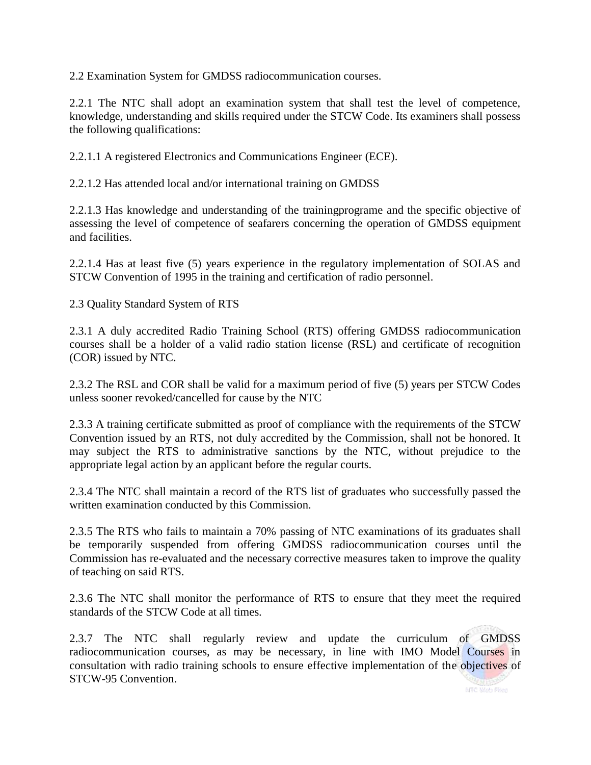2.2 Examination System for GMDSS radiocommunication courses.

2.2.1 The NTC shall adopt an examination system that shall test the level of competence, knowledge, understanding and skills required under the STCW Code. Its examiners shall possess the following qualifications:

2.2.1.1 A registered Electronics and Communications Engineer (ECE).

2.2.1.2 Has attended local and/or international training on GMDSS

2.2.1.3 Has knowledge and understanding of the trainingprograme and the specific objective of assessing the level of competence of seafarers concerning the operation of GMDSS equipment and facilities.

2.2.1.4 Has at least five (5) years experience in the regulatory implementation of SOLAS and STCW Convention of 1995 in the training and certification of radio personnel.

2.3 Quality Standard System of RTS

2.3.1 A duly accredited Radio Training School (RTS) offering GMDSS radiocommunication courses shall be a holder of a valid radio station license (RSL) and certificate of recognition (COR) issued by NTC.

2.3.2 The RSL and COR shall be valid for a maximum period of five (5) years per STCW Codes unless sooner revoked/cancelled for cause by the NTC

2.3.3 A training certificate submitted as proof of compliance with the requirements of the STCW Convention issued by an RTS, not duly accredited by the Commission, shall not be honored. It may subject the RTS to administrative sanctions by the NTC, without prejudice to the appropriate legal action by an applicant before the regular courts.

2.3.4 The NTC shall maintain a record of the RTS list of graduates who successfully passed the written examination conducted by this Commission.

2.3.5 The RTS who fails to maintain a 70% passing of NTC examinations of its graduates shall be temporarily suspended from offering GMDSS radiocommunication courses until the Commission has re-evaluated and the necessary corrective measures taken to improve the quality of teaching on said RTS.

2.3.6 The NTC shall monitor the performance of RTS to ensure that they meet the required standards of the STCW Code at all times.

2.3.7 The NTC shall regularly review and update the curriculum of GMDSS radiocommunication courses, as may be necessary, in line with IMO Model Courses in consultation with radio training schools to ensure effective implementation of the objectives of STCW-95 Convention.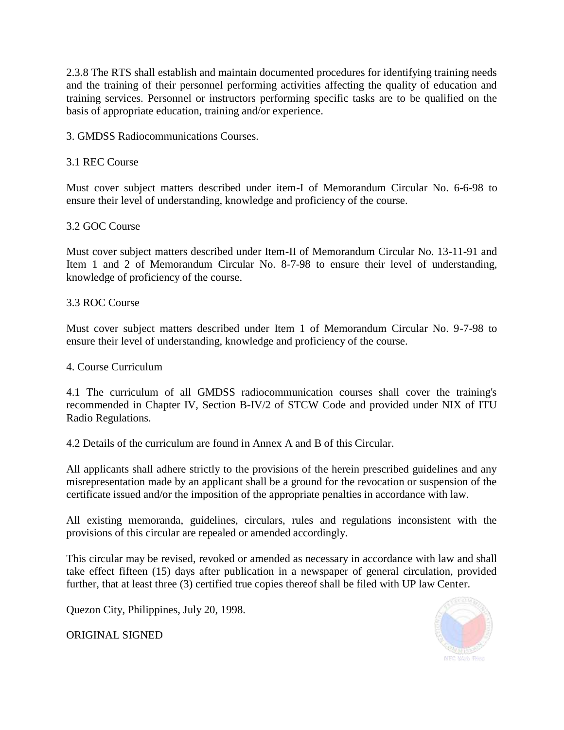2.3.8 The RTS shall establish and maintain documented procedures for identifying training needs and the training of their personnel performing activities affecting the quality of education and training services. Personnel or instructors performing specific tasks are to be qualified on the basis of appropriate education, training and/or experience.

3. GMDSS Radiocommunications Courses.

3.1 REC Course

Must cover subject matters described under item-I of Memorandum Circular No. 6-6-98 to ensure their level of understanding, knowledge and proficiency of the course.

3.2 GOC Course

Must cover subject matters described under Item-II of Memorandum Circular No. 13-11-91 and Item 1 and 2 of Memorandum Circular No. 8-7-98 to ensure their level of understanding, knowledge of proficiency of the course.

3.3 ROC Course

Must cover subject matters described under Item 1 of Memorandum Circular No. 9-7-98 to ensure their level of understanding, knowledge and proficiency of the course.

4. Course Curriculum

4.1 The curriculum of all GMDSS radiocommunication courses shall cover the training's recommended in Chapter IV, Section B-IV/2 of STCW Code and provided under NIX of ITU Radio Regulations.

4.2 Details of the curriculum are found in Annex A and B of this Circular.

All applicants shall adhere strictly to the provisions of the herein prescribed guidelines and any misrepresentation made by an applicant shall be a ground for the revocation or suspension of the certificate issued and/or the imposition of the appropriate penalties in accordance with law.

All existing memoranda, guidelines, circulars, rules and regulations inconsistent with the provisions of this circular are repealed or amended accordingly.

This circular may be revised, revoked or amended as necessary in accordance with law and shall take effect fifteen (15) days after publication in a newspaper of general circulation, provided further, that at least three (3) certified true copies thereof shall be filed with UP law Center.

Quezon City, Philippines, July 20, 1998.

ORIGINAL SIGNED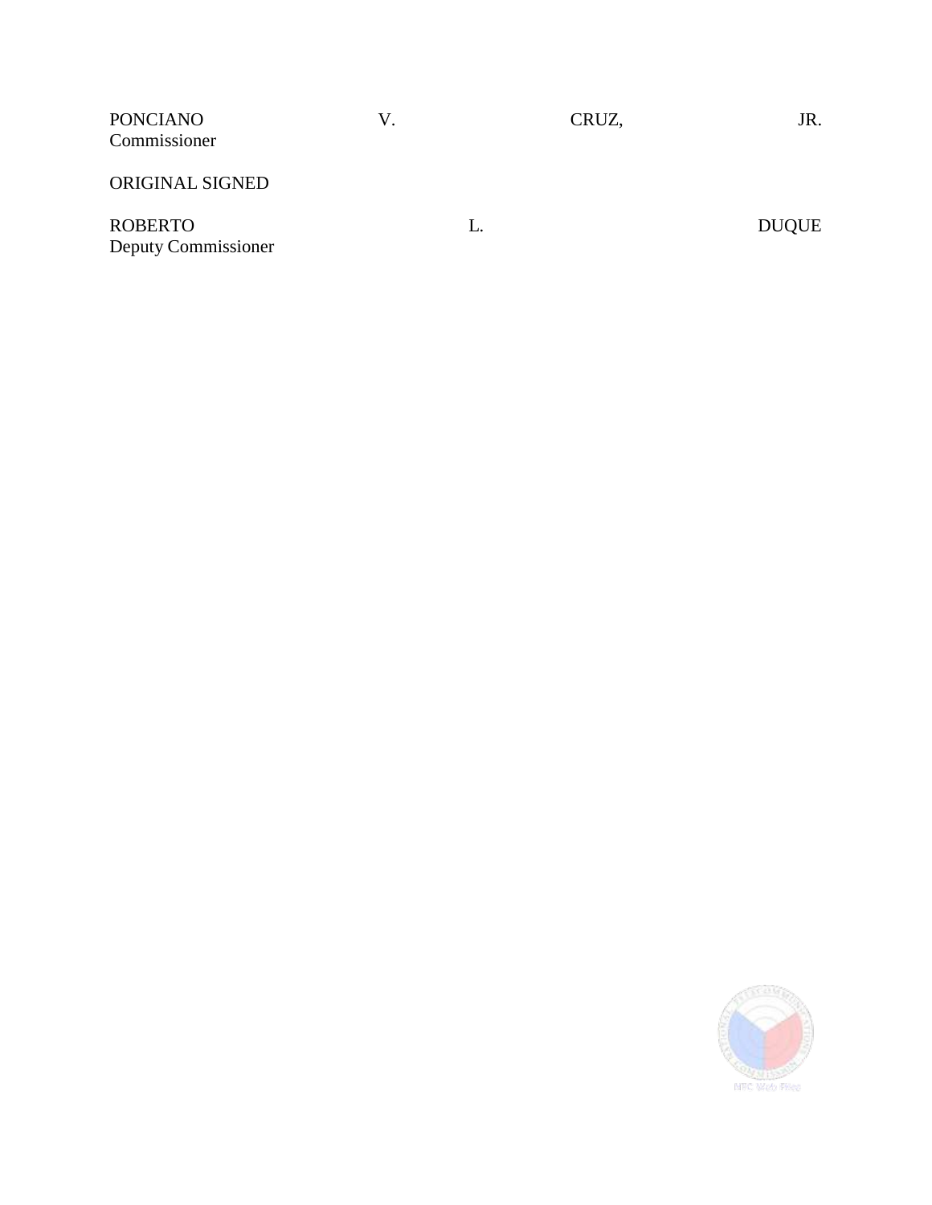PONCIANO V. CRUZ, JR.
Commissioner

ORIGINAL SIGNED

ROBERTO L. DUQUE
Deputy Commissioner